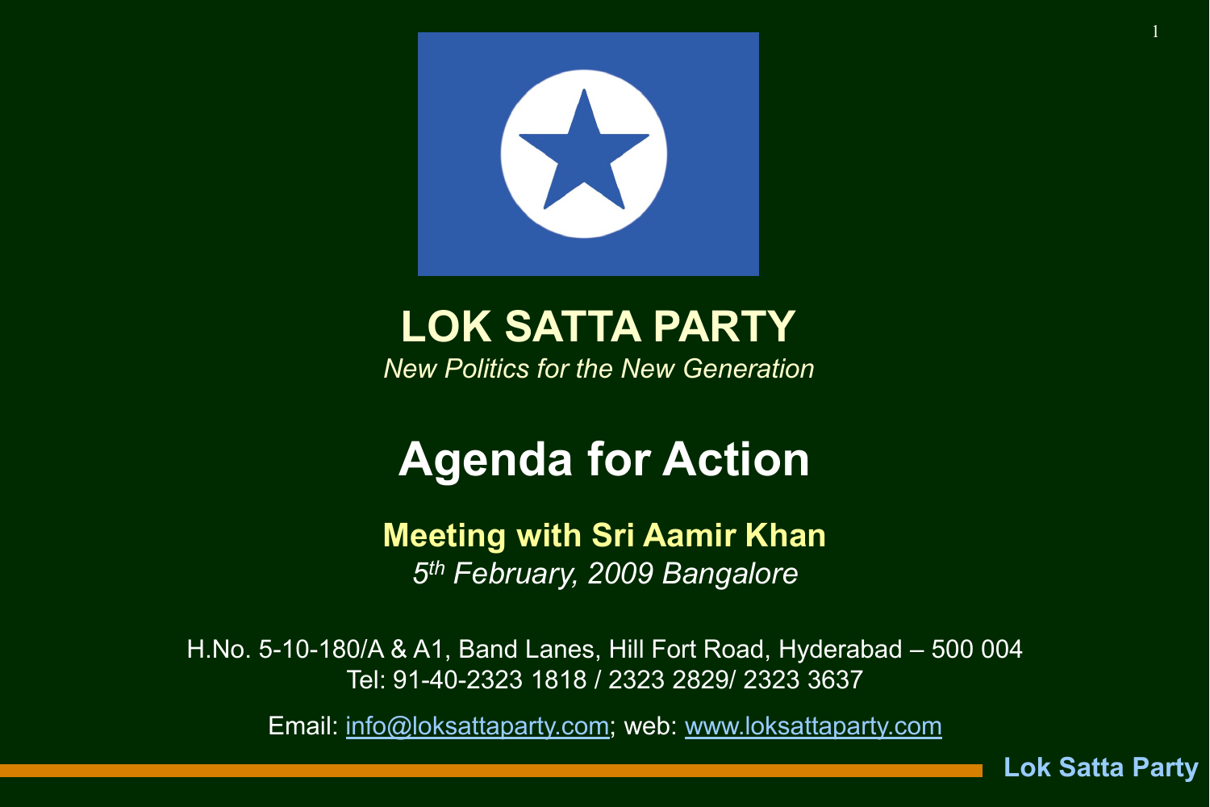# LOK SATTA PARTY

*New Politics for the New Generation*

# Agenda for Action

**Meeting with Sri Aamir Khan**

*5th February, 2009 Bangalore*

H.No. 5-10-180/A & A1, Band Lanes, Hill Fort Road, Hyderabad – 500 004
Tel: 91-40-2323 1818 / 2323 2829/ 2323 3637

Email: info@loksattaparty.com; web: www.loksattaparty.com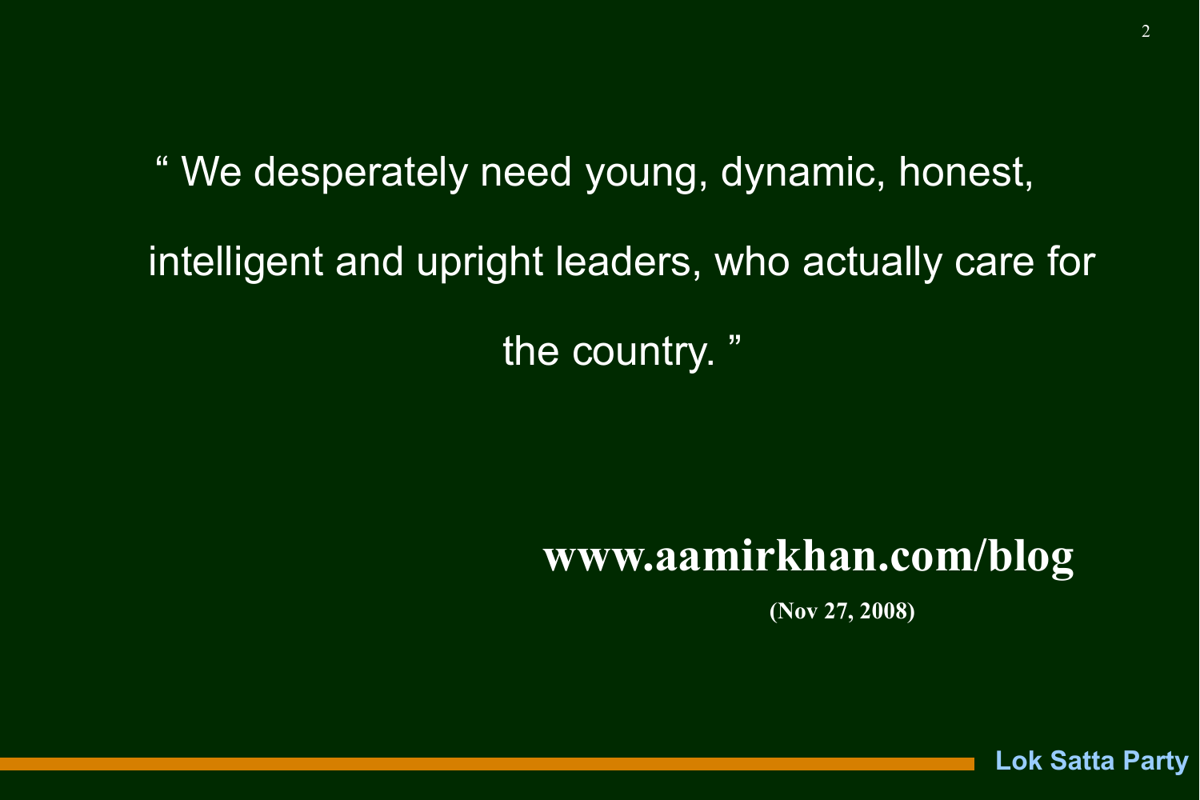" We desperately need young, dynamic, honest, intelligent and upright leaders, who actually care for the country. "

**www.aamirkhan.com/blog**

**(Nov 27, 2008)**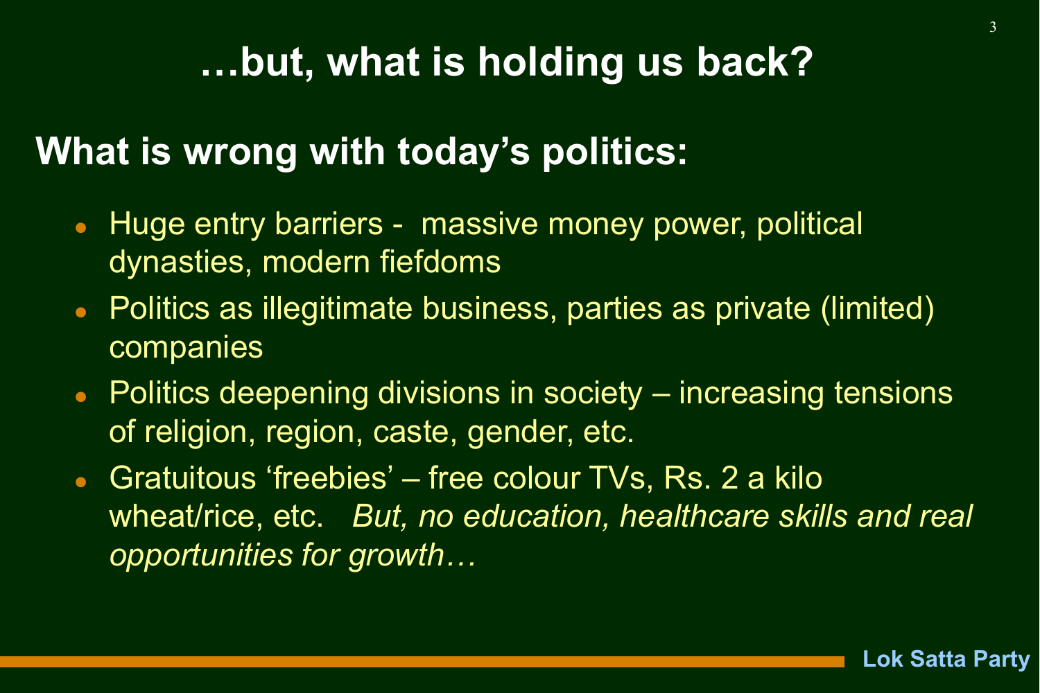# …but, what is holding us back?

## What is wrong with today's politics:

- Huge entry barriers - massive money power, political dynasties, modern fiefdoms
- Politics as illegitimate business, parties as private (limited) companies
- Politics deepening divisions in society – increasing tensions of religion, region, caste, gender, etc.
- Gratuitous 'freebies' – free colour TVs, Rs. 2 a kilo wheat/rice, etc. *But, no education, healthcare skills and real opportunities for growth…*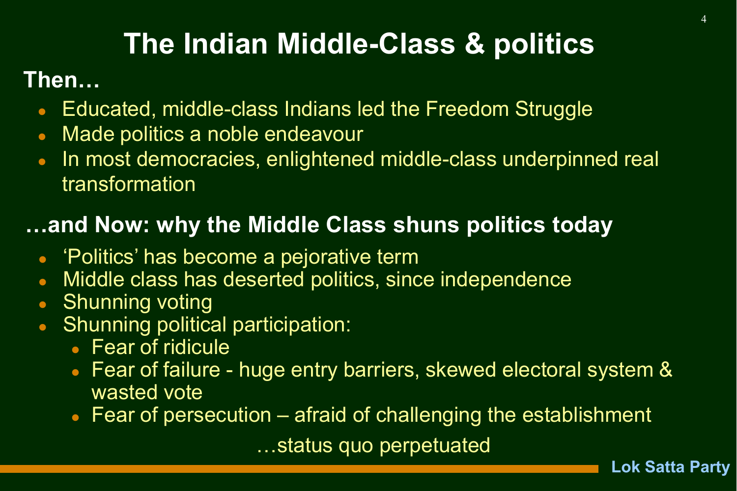# The Indian Middle-Class & politics

**Then…**

- Educated, middle-class Indians led the Freedom Struggle
- Made politics a noble endeavour
- In most democracies, enlightened middle-class underpinned real transformation

**…and Now: why the Middle Class shuns politics today**

- 'Politics' has become a pejorative term
- Middle class has deserted politics, since independence
- Shunning voting
- Shunning political participation:
  - Fear of ridicule
  - Fear of failure - huge entry barriers, skewed electoral system & wasted vote
  - Fear of persecution – afraid of challenging the establishment

…status quo perpetuated

Lok Satta Party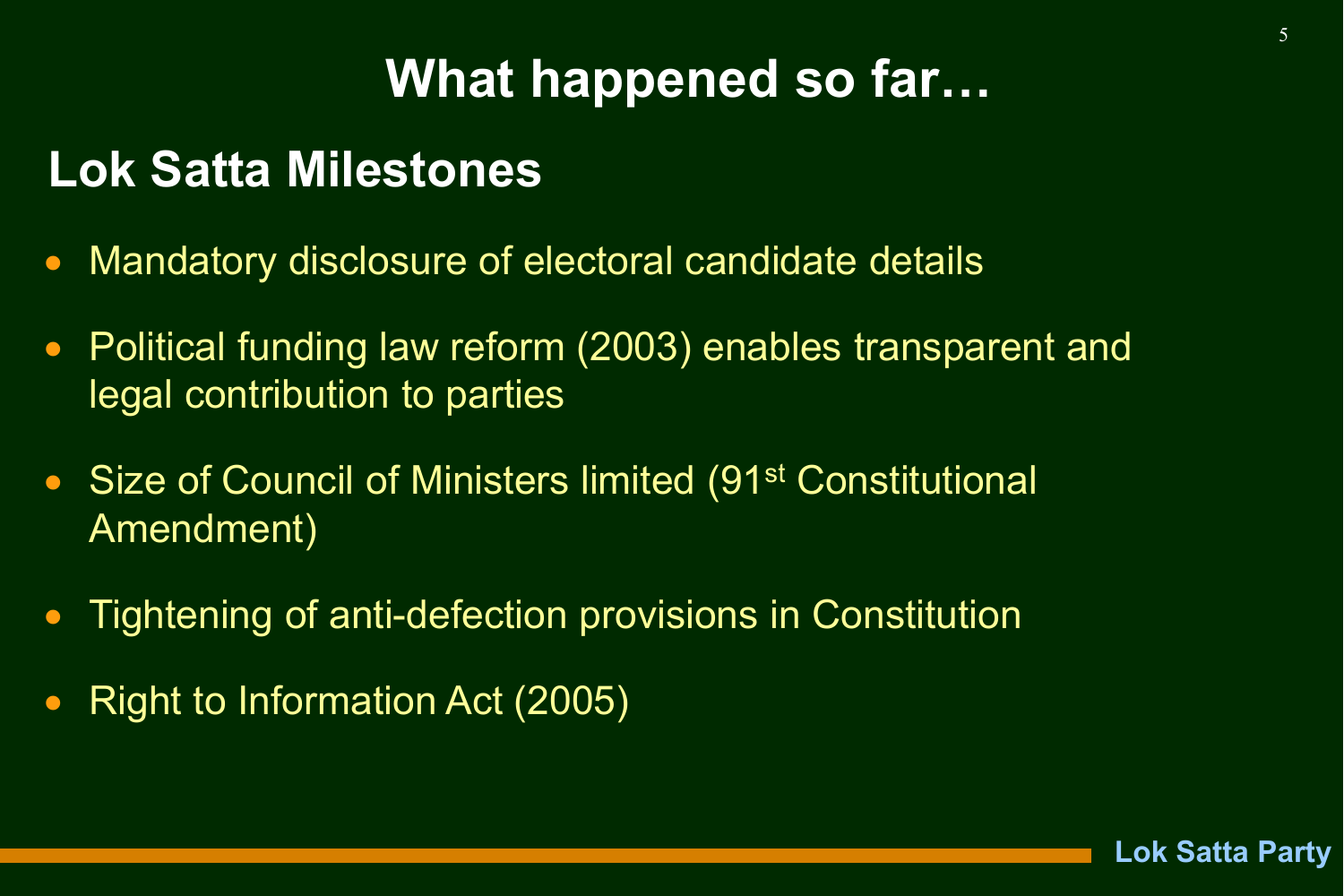# What happened so far…

## Lok Satta Milestones

- Mandatory disclosure of electoral candidate details
- Political funding law reform (2003) enables transparent and legal contribution to parties
- Size of Council of Ministers limited (91st Constitutional Amendment)
- Tightening of anti-defection provisions in Constitution
- Right to Information Act (2005)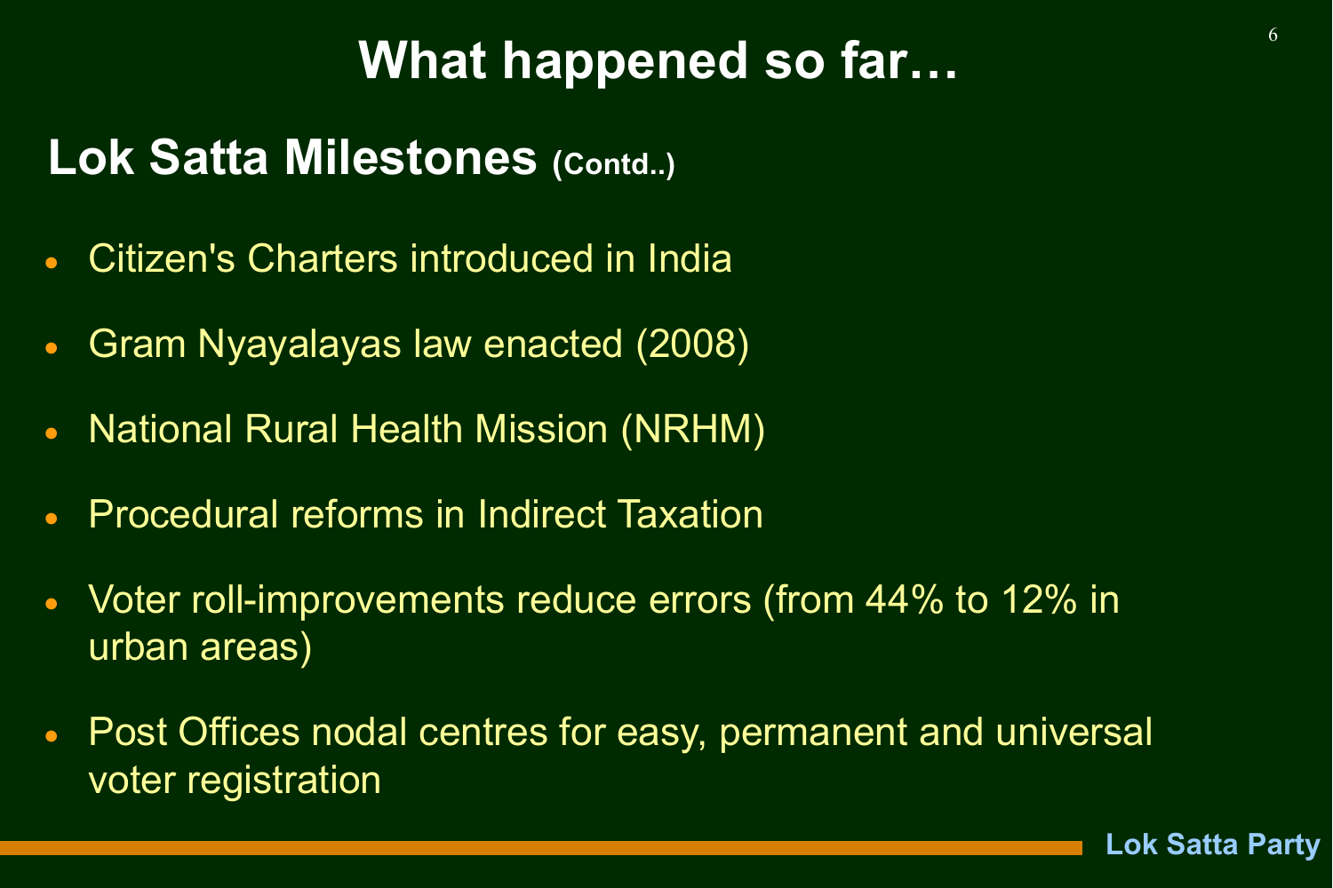# What happened so far…

## Lok Satta Milestones (Contd..)

- Citizen's Charters introduced in India
- Gram Nyayalayas law enacted (2008)
- National Rural Health Mission (NRHM)
- Procedural reforms in Indirect Taxation
- Voter roll-improvements reduce errors (from 44% to 12% in urban areas)
- Post Offices nodal centres for easy, permanent and universal voter registration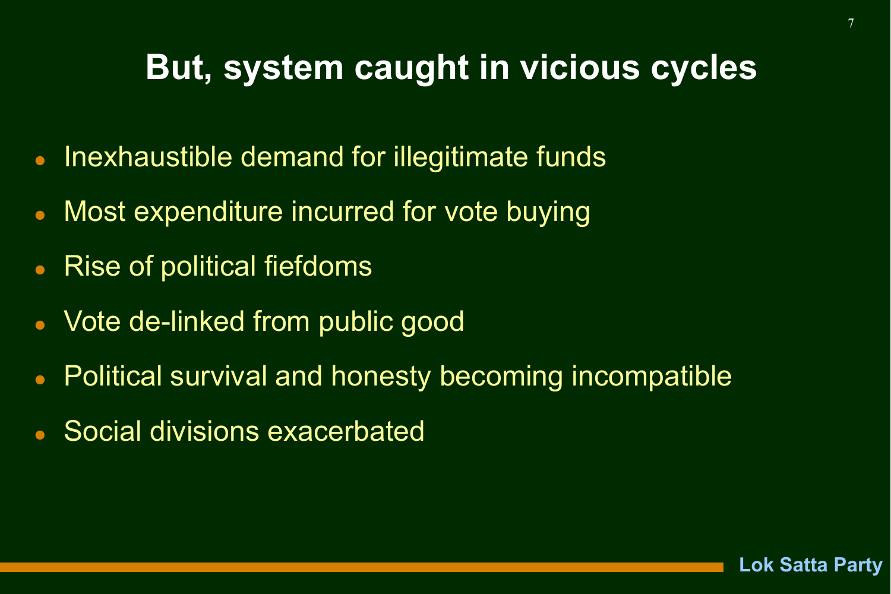# But, system caught in vicious cycles

- Inexhaustible demand for illegitimate funds
- Most expenditure incurred for vote buying
- Rise of political fiefdoms
- Vote de-linked from public good
- Political survival and honesty becoming incompatible
- Social divisions exacerbated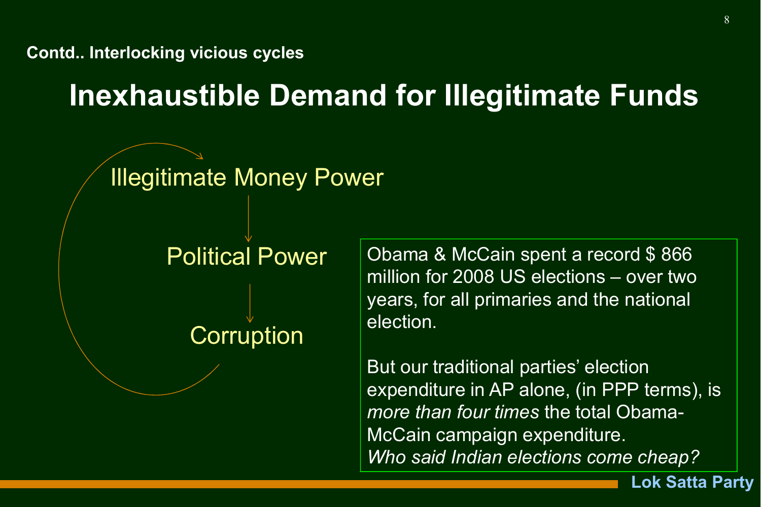**Contd.. Interlocking vicious cycles**

# Inexhaustible Demand for Illegitimate Funds

Illegitimate Money Power

Political Power

Corruption

Obama & McCain spent a record $ 866 million for 2008 US elections – over two years, for all primaries and the national election.

But our traditional parties' election expenditure in AP alone, (in PPP terms), is *more than four times* the total Obama-McCain campaign expenditure.
*Who said Indian elections come cheap?*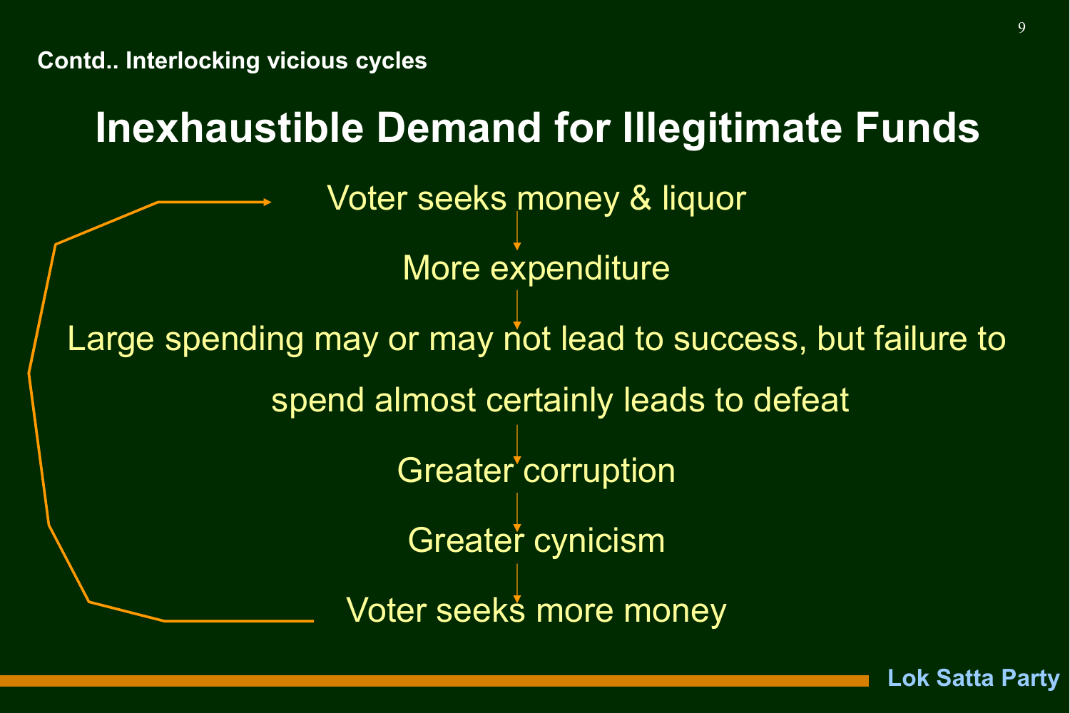Contd.. Interlocking vicious cycles

# Inexhaustible Demand for Illegitimate Funds

Voter seeks money & liquor

↓

More expenditure

↓

Large spending may or may not lead to success, but failure to spend almost certainly leads to defeat

↓

Greater corruption

↓

Greater cynicism

↓

Voter seeks more money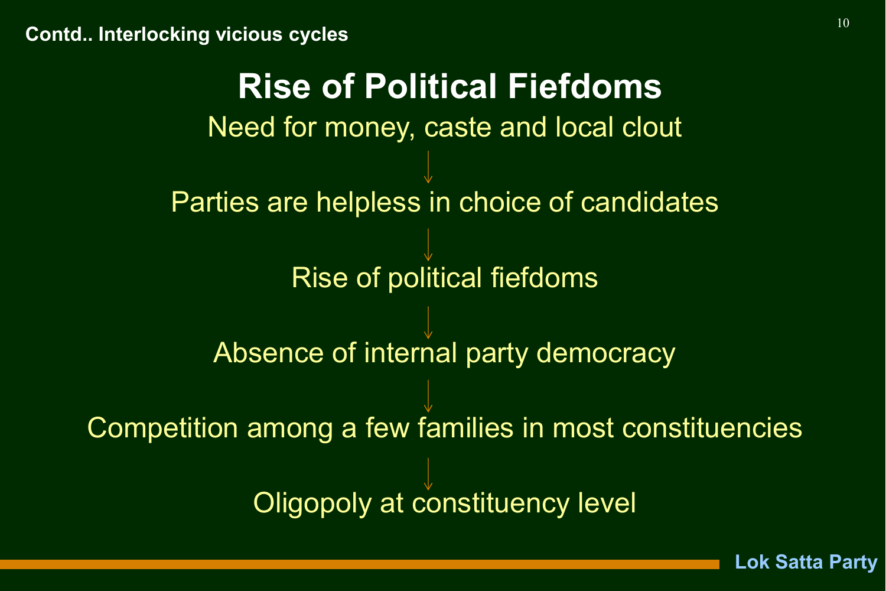Contd.. Interlocking vicious cycles

# Rise of Political Fiefdoms

Need for money, caste and local clout

↓

Parties are helpless in choice of candidates

↓

Rise of political fiefdoms

↓

Absence of internal party democracy

↓

Competition among a few families in most constituencies

↓

Oligopoly at constituency level

Lok Satta Party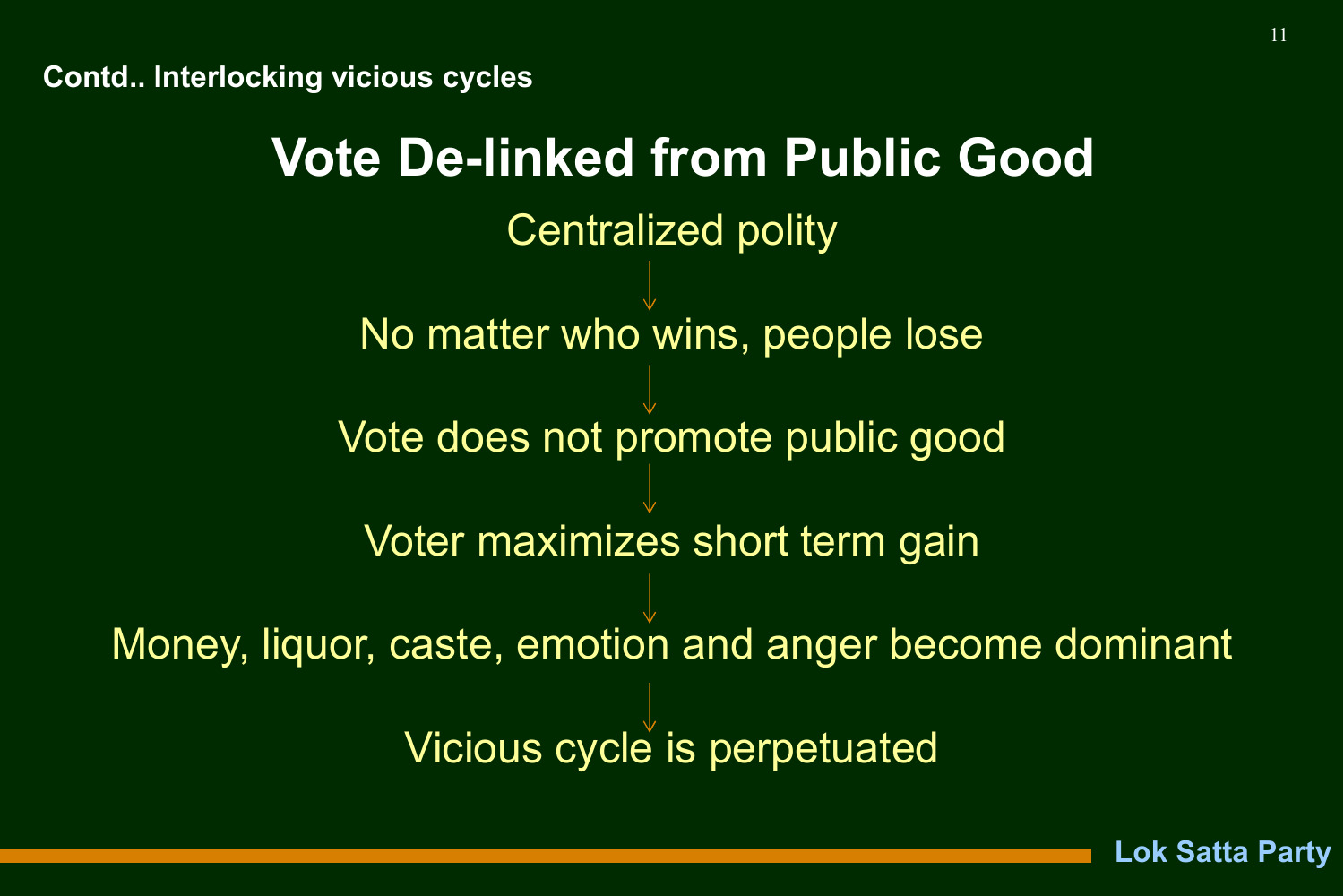Contd.. Interlocking vicious cycles

# Vote De-linked from Public Good

Centralized polity

↓

No matter who wins, people lose

↓

Vote does not promote public good

↓

Voter maximizes short term gain

↓

Money, liquor, caste, emotion and anger become dominant

↓

Vicious cycle is perpetuated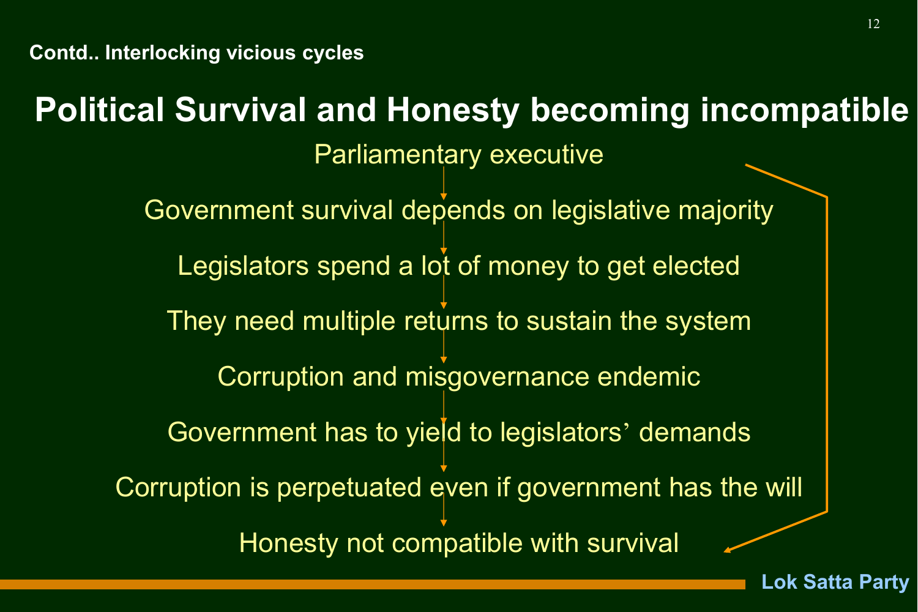Contd.. Interlocking vicious cycles

# Political Survival and Honesty becoming incompatible

Parliamentary executive

↓

Government survival depends on legislative majority

↓

Legislators spend a lot of money to get elected

↓

They need multiple returns to sustain the system

↓

Corruption and misgovernance endemic

↓

Government has to yield to legislators' demands

↓

Corruption is perpetuated even if government has the will

↓

Honesty not compatible with survival

Lok Satta Party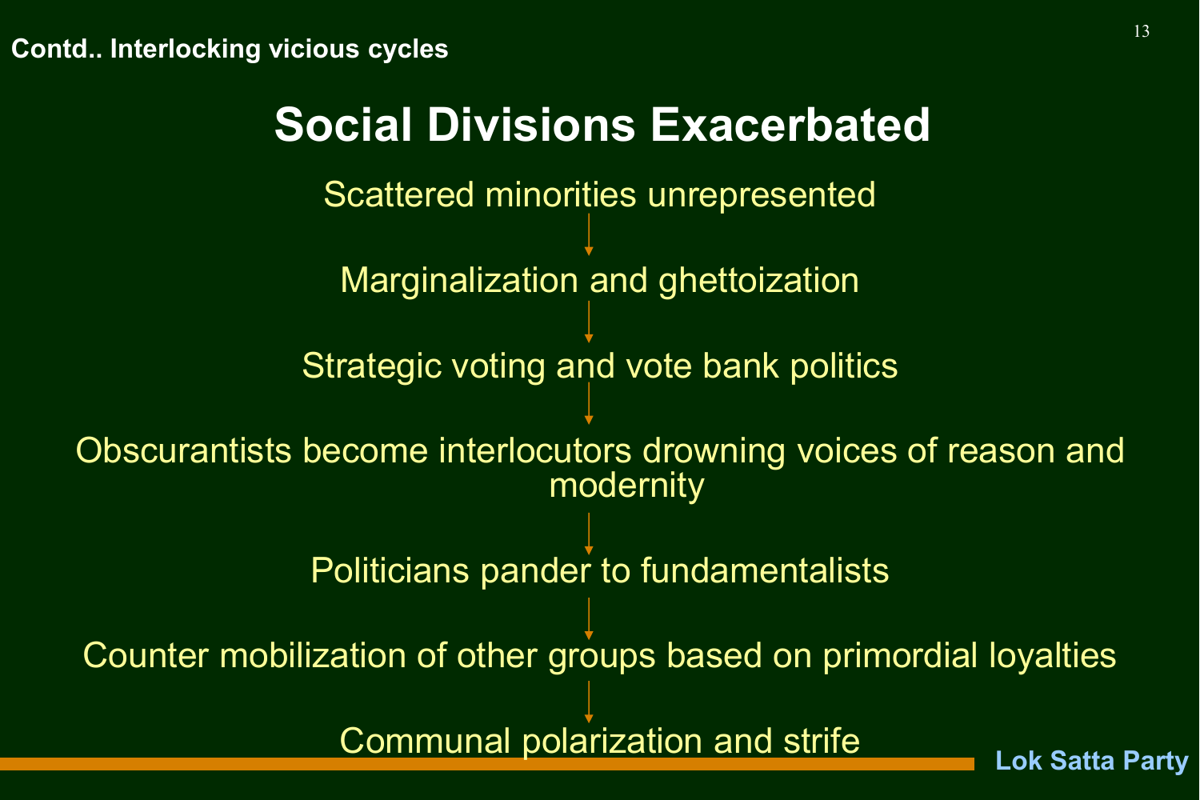Contd.. Interlocking vicious cycles

# Social Divisions Exacerbated

Scattered minorities unrepresented

↓

Marginalization and ghettoization

↓

Strategic voting and vote bank politics

↓

Obscurantists become interlocutors drowning voices of reason and modernity

↓

Politicians pander to fundamentalists

↓

Counter mobilization of other groups based on primordial loyalties

↓

Communal polarization and strife

Lok Satta Party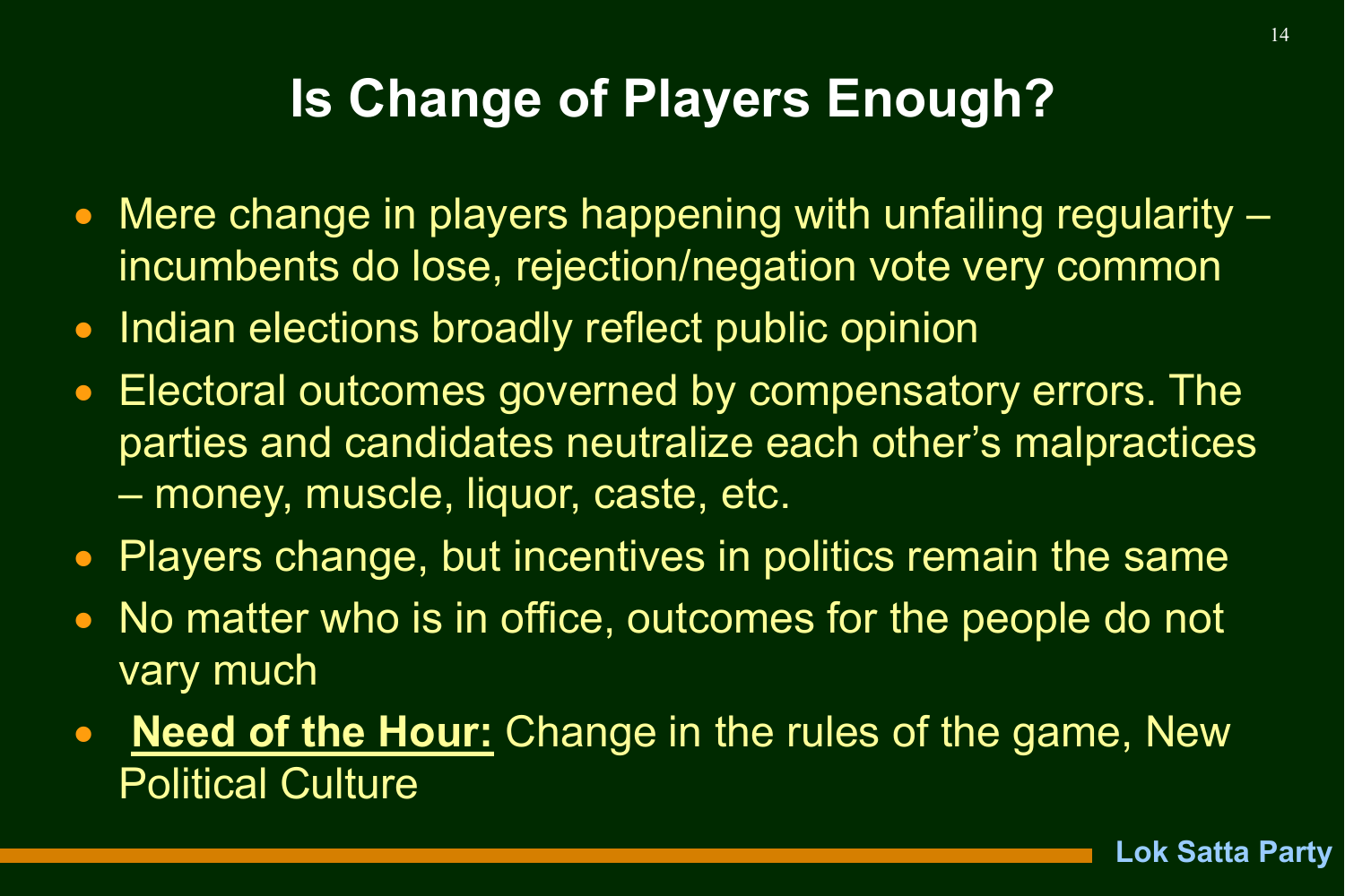# Is Change of Players Enough?

- Mere change in players happening with unfailing regularity – incumbents do lose, rejection/negation vote very common
- Indian elections broadly reflect public opinion
- Electoral outcomes governed by compensatory errors. The parties and candidates neutralize each other's malpractices – money, muscle, liquor, caste, etc.
- Players change, but incentives in politics remain the same
- No matter who is in office, outcomes for the people do not vary much
- **<u>Need of the Hour:</u>** Change in the rules of the game, New Political Culture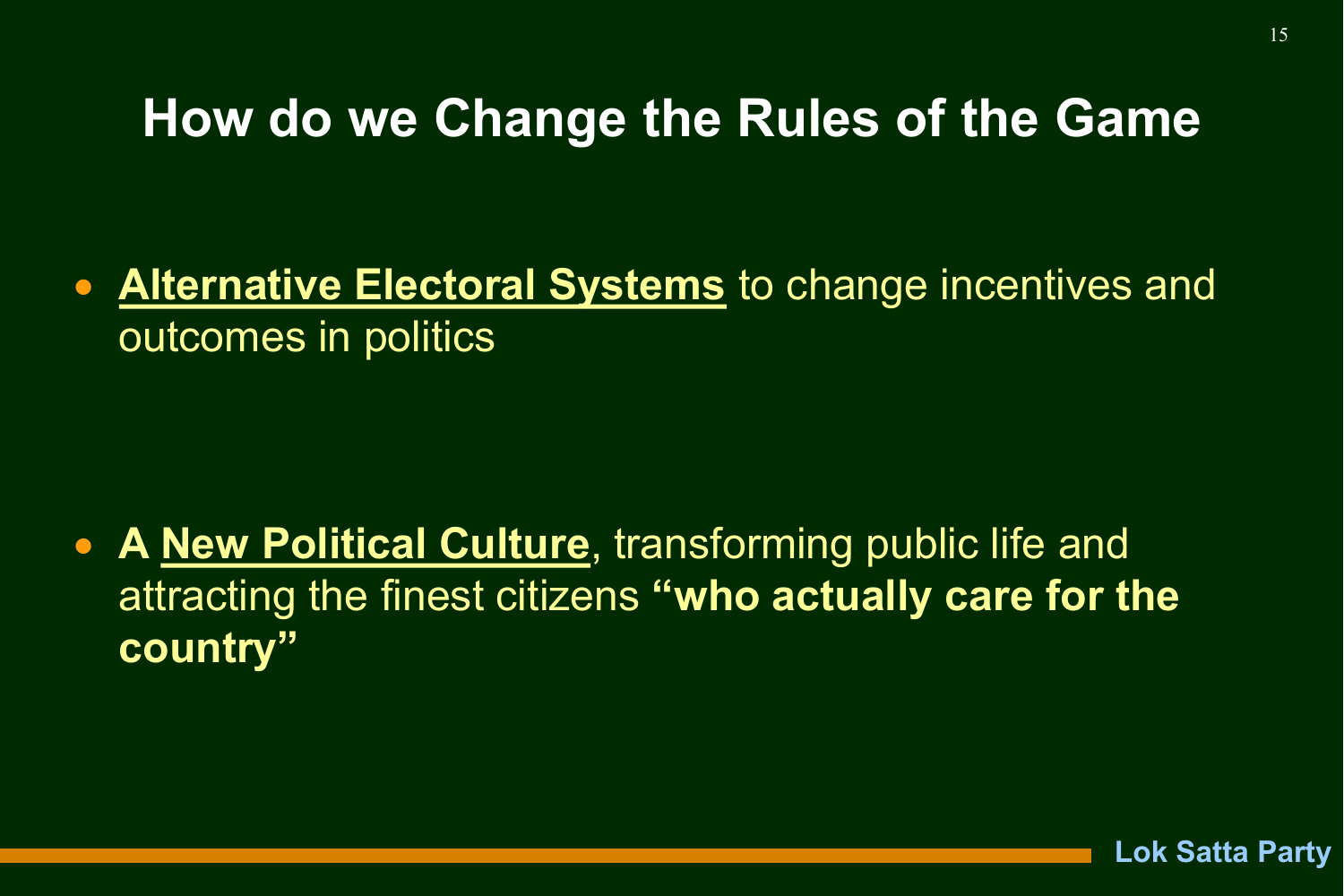# How do we Change the Rules of the Game

- **Alternative Electoral Systems** to change incentives and outcomes in politics

- **A New Political Culture**, transforming public life and attracting the finest citizens **"who actually care for the country"**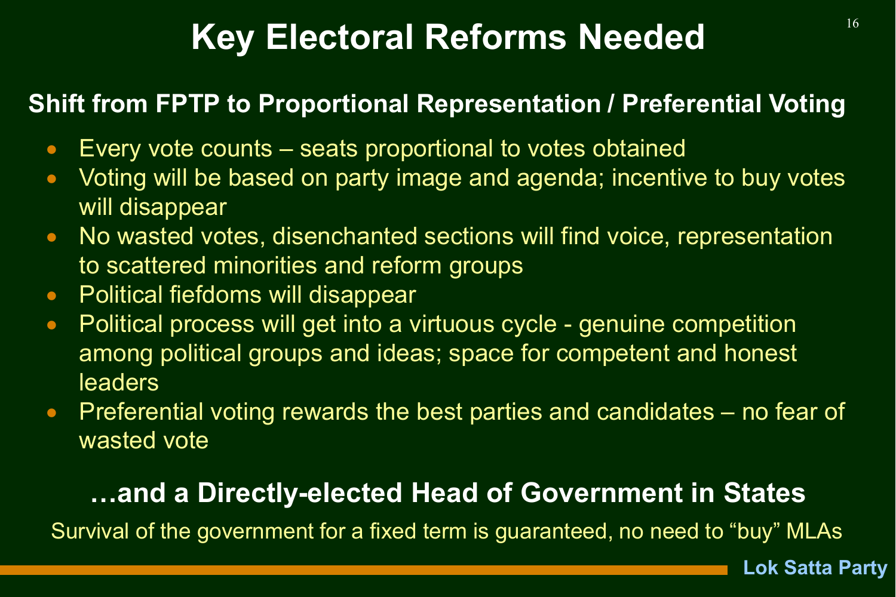# Key Electoral Reforms Needed

## Shift from FPTP to Proportional Representation / Preferential Voting

- Every vote counts – seats proportional to votes obtained
- Voting will be based on party image and agenda; incentive to buy votes will disappear
- No wasted votes, disenchanted sections will find voice, representation to scattered minorities and reform groups
- Political fiefdoms will disappear
- Political process will get into a virtuous cycle - genuine competition among political groups and ideas; space for competent and honest leaders
- Preferential voting rewards the best parties and candidates – no fear of wasted vote

## …and a Directly-elected Head of Government in States

Survival of the government for a fixed term is guaranteed, no need to "buy" MLAs

Lok Satta Party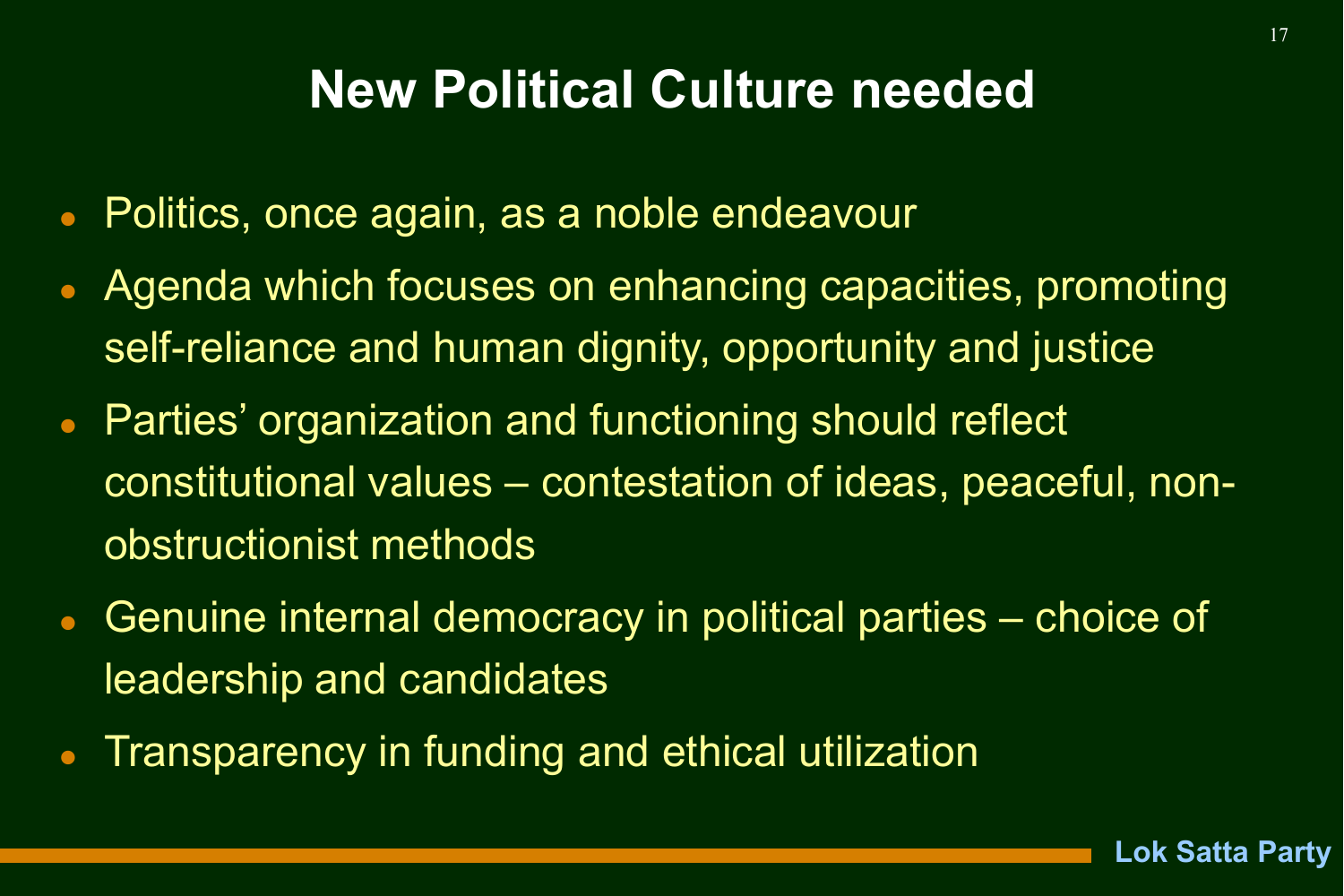# New Political Culture needed

- Politics, once again, as a noble endeavour
- Agenda which focuses on enhancing capacities, promoting self-reliance and human dignity, opportunity and justice
- Parties' organization and functioning should reflect constitutional values – contestation of ideas, peaceful, non-obstructionist methods
- Genuine internal democracy in political parties – choice of leadership and candidates
- Transparency in funding and ethical utilization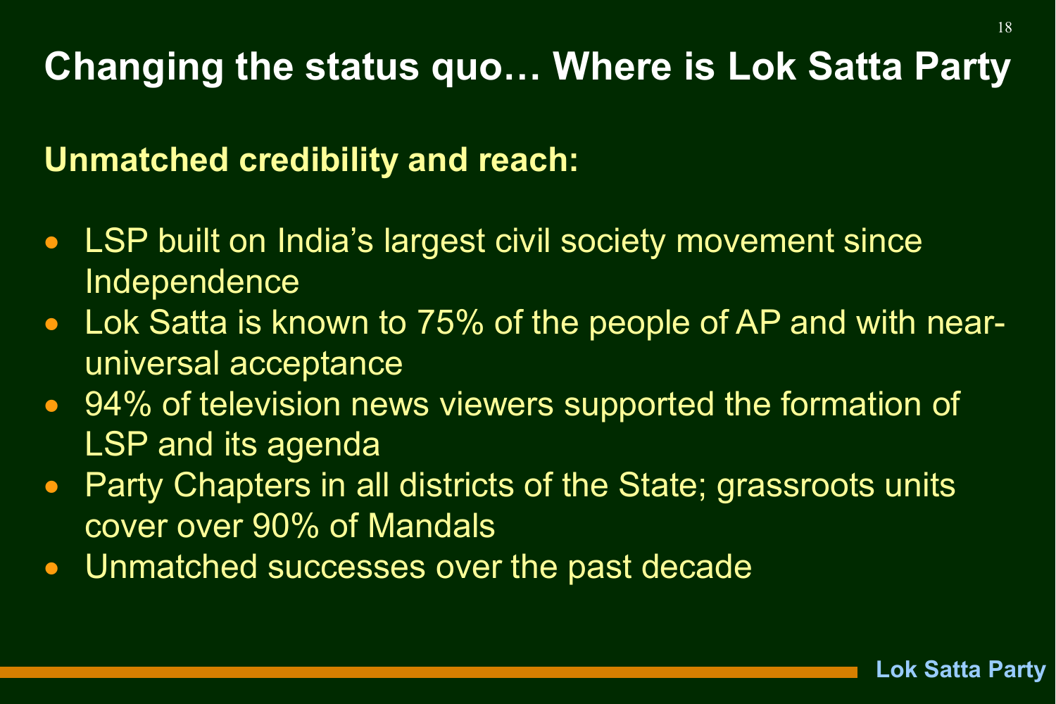# Changing the status quo… Where is Lok Satta Party

**Unmatched credibility and reach:**

- LSP built on India's largest civil society movement since Independence
- Lok Satta is known to 75% of the people of AP and with near-universal acceptance
- 94% of television news viewers supported the formation of LSP and its agenda
- Party Chapters in all districts of the State; grassroots units cover over 90% of Mandals
- Unmatched successes over the past decade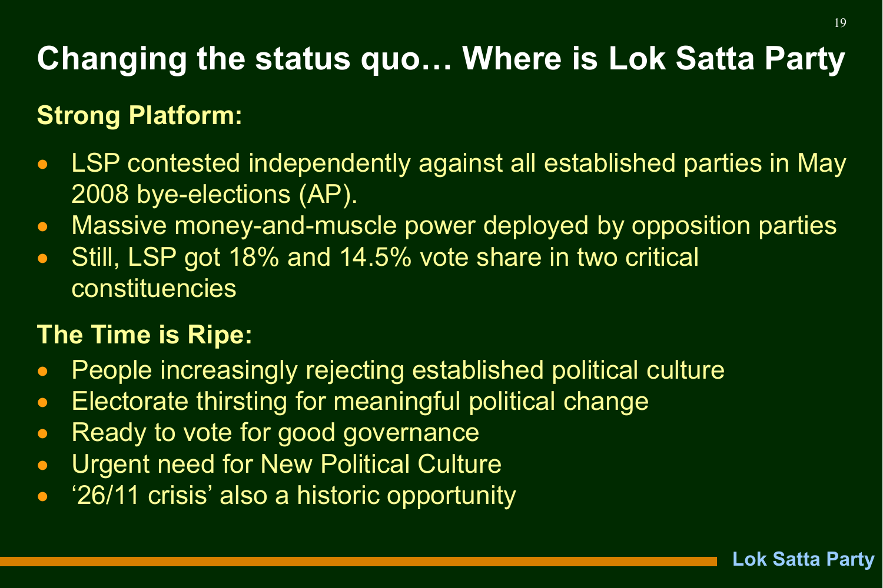# Changing the status quo… Where is Lok Satta Party

**Strong Platform:**

- LSP contested independently against all established parties in May 2008 bye-elections (AP).
- Massive money-and-muscle power deployed by opposition parties
- Still, LSP got 18% and 14.5% vote share in two critical constituencies

**The Time is Ripe:**

- People increasingly rejecting established political culture
- Electorate thirsting for meaningful political change
- Ready to vote for good governance
- Urgent need for New Political Culture
- '26/11 crisis' also a historic opportunity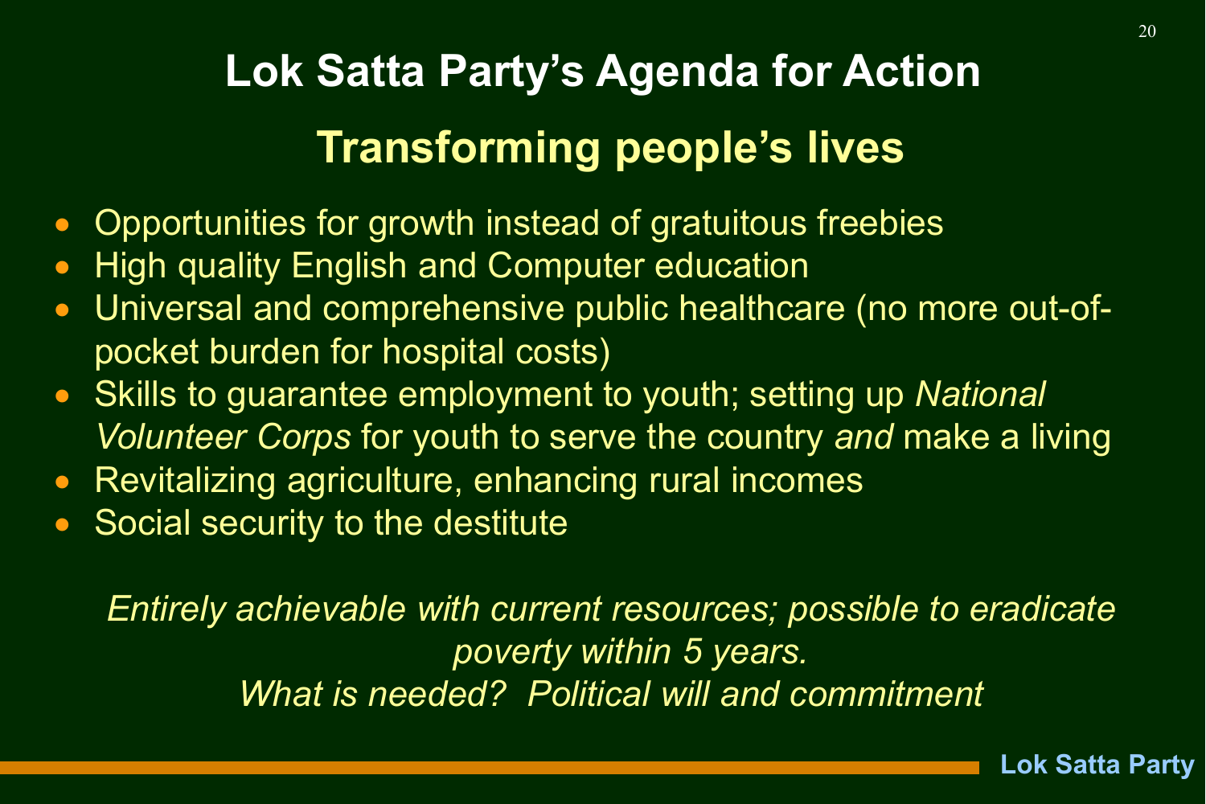# Lok Satta Party's Agenda for Action

## Transforming people's lives

- Opportunities for growth instead of gratuitous freebies
- High quality English and Computer education
- Universal and comprehensive public healthcare (no more out-of-pocket burden for hospital costs)
- Skills to guarantee employment to youth; setting up *National Volunteer Corps* for youth to serve the country *and* make a living
- Revitalizing agriculture, enhancing rural incomes
- Social security to the destitute

*Entirely achievable with current resources; possible to eradicate poverty within 5 years.*
*What is needed? Political will and commitment*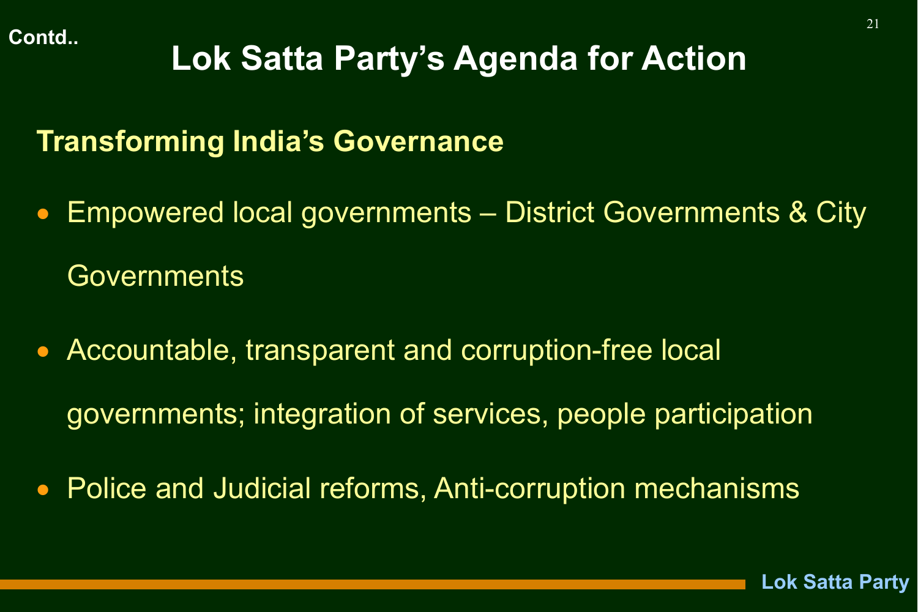Contd..

# Lok Satta Party's Agenda for Action

## Transforming India's Governance

- Empowered local governments – District Governments & City Governments
- Accountable, transparent and corruption-free local governments; integration of services, people participation
- Police and Judicial reforms, Anti-corruption mechanisms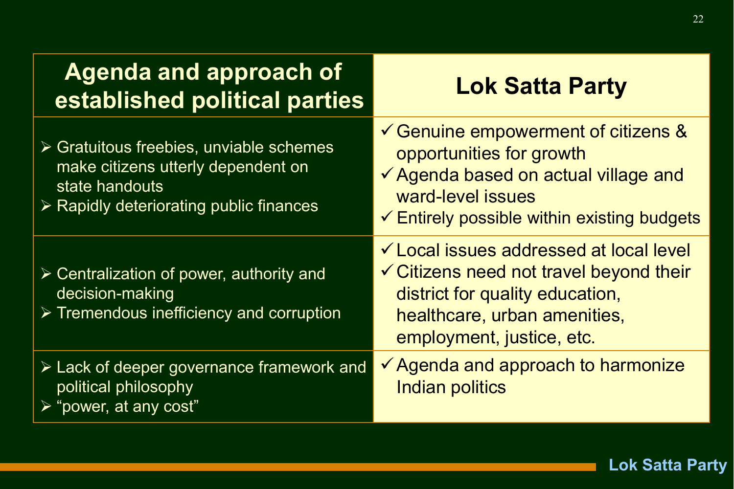| Agenda and approach of established political parties | Lok Satta Party |
|---|---|
| ➢ Gratuitous freebies, unviable schemes make citizens utterly dependent on state handouts<br>➢ Rapidly deteriorating public finances | ✓ Genuine empowerment of citizens & opportunities for growth<br>✓ Agenda based on actual village and ward-level issues<br>✓ Entirely possible within existing budgets |
| ➢ Centralization of power, authority and decision-making<br>➢ Tremendous inefficiency and corruption | ✓ Local issues addressed at local level<br>✓ Citizens need not travel beyond their district for quality education, healthcare, urban amenities, employment, justice, etc. |
| ➢ Lack of deeper governance framework and political philosophy<br>➢ "power, at any cost" | ✓ Agenda and approach to harmonize Indian politics |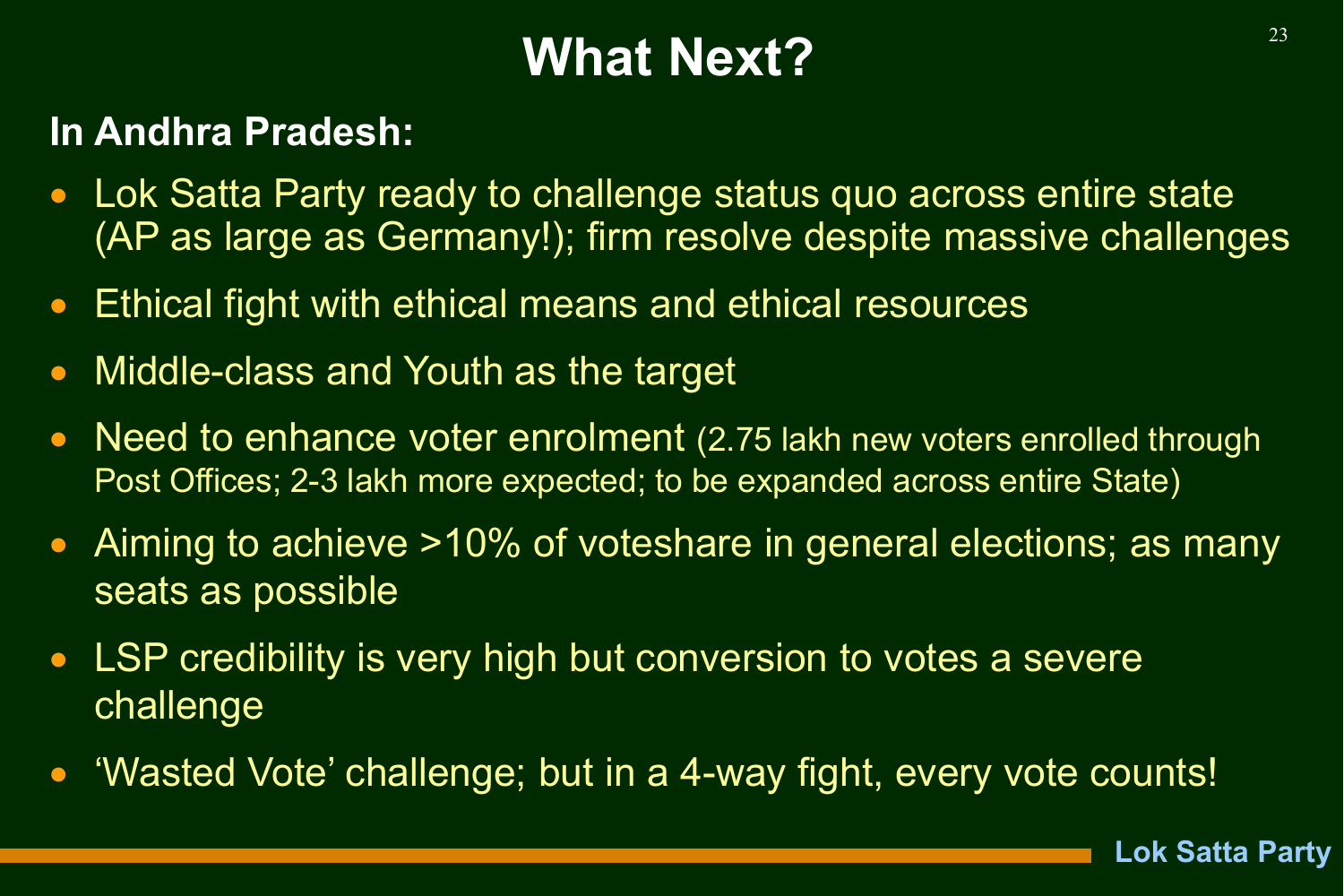# What Next?

**In Andhra Pradesh:**

- Lok Satta Party ready to challenge status quo across entire state (AP as large as Germany!); firm resolve despite massive challenges
- Ethical fight with ethical means and ethical resources
- Middle-class and Youth as the target
- Need to enhance voter enrolment (2.75 lakh new voters enrolled through Post Offices; 2-3 lakh more expected; to be expanded across entire State)
- Aiming to achieve >10% of voteshare in general elections; as many seats as possible
- LSP credibility is very high but conversion to votes a severe challenge
- 'Wasted Vote' challenge; but in a 4-way fight, every vote counts!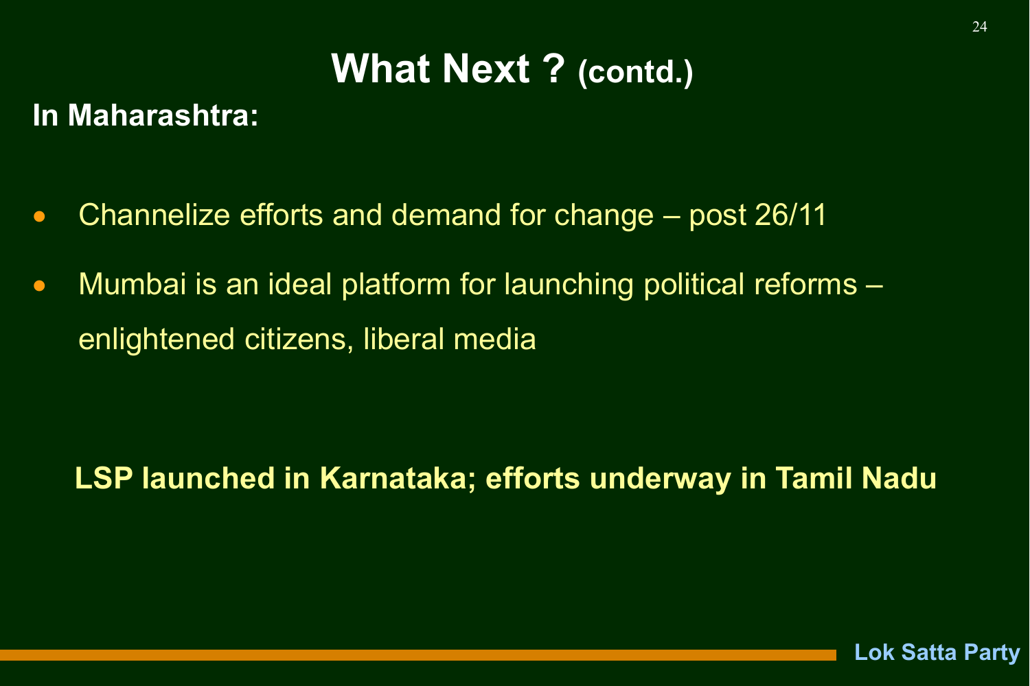# What Next ? (contd.)

**In Maharashtra:**

- Channelize efforts and demand for change – post 26/11
- Mumbai is an ideal platform for launching political reforms – enlightened citizens, liberal media

**LSP launched in Karnataka; efforts underway in Tamil Nadu**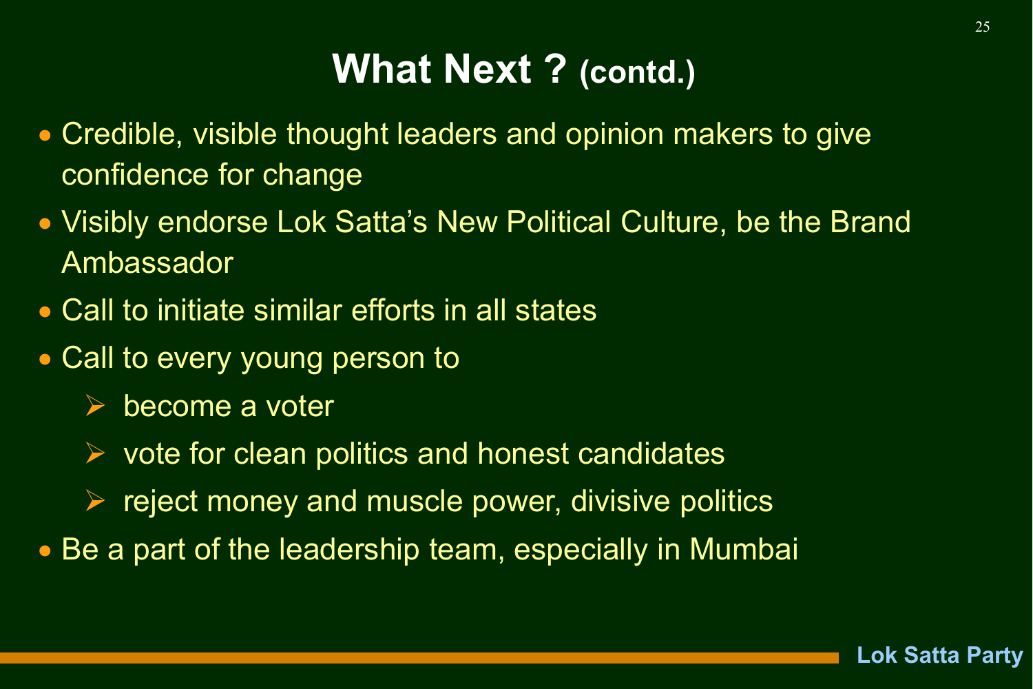# What Next ? (contd.)

- Credible, visible thought leaders and opinion makers to give confidence for change
- Visibly endorse Lok Satta's New Political Culture, be the Brand Ambassador
- Call to initiate similar efforts in all states
- Call to every young person to
  - become a voter
  - vote for clean politics and honest candidates
  - reject money and muscle power, divisive politics
- Be a part of the leadership team, especially in Mumbai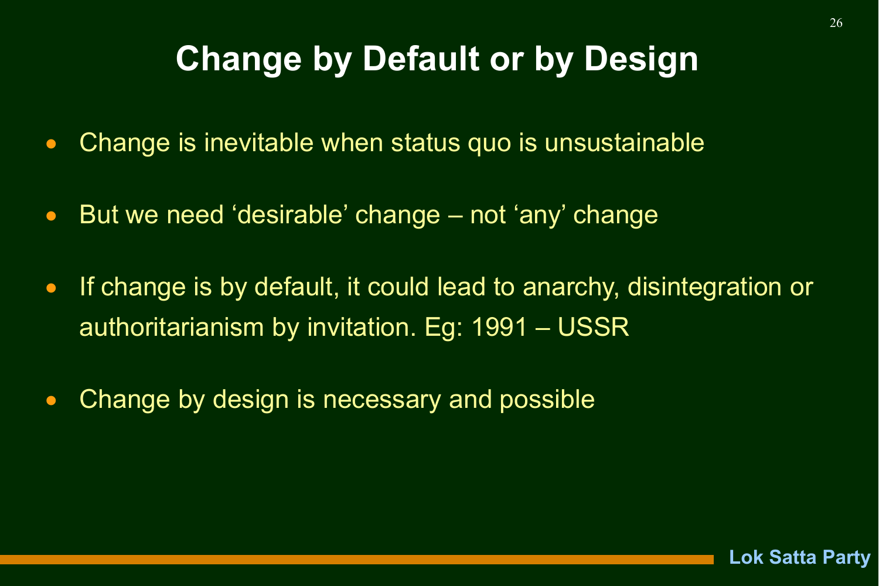# Change by Default or by Design

- Change is inevitable when status quo is unsustainable
- But we need ‘desirable’ change – not ‘any’ change
- If change is by default, it could lead to anarchy, disintegration or authoritarianism by invitation. Eg: 1991 – USSR
- Change by design is necessary and possible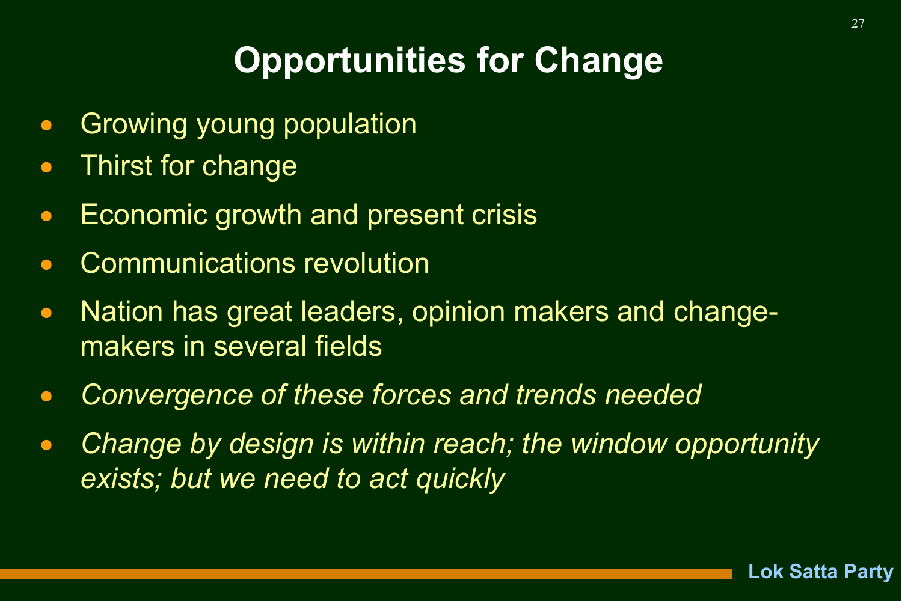# Opportunities for Change

- Growing young population
- Thirst for change
- Economic growth and present crisis
- Communications revolution
- Nation has great leaders, opinion makers and change-makers in several fields
- *Convergence of these forces and trends needed*
- *Change by design is within reach; the window opportunity exists; but we need to act quickly*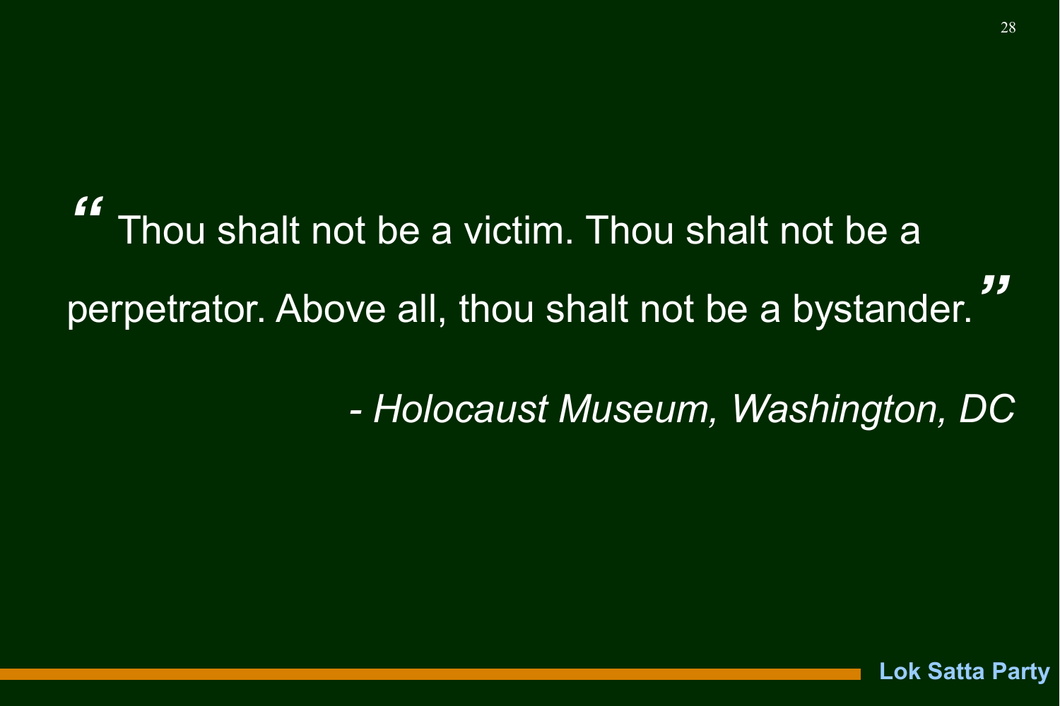"Thou shalt not be a victim. Thou shalt not be a perpetrator. Above all, thou shalt not be a bystander."

*- Holocaust Museum, Washington, DC*